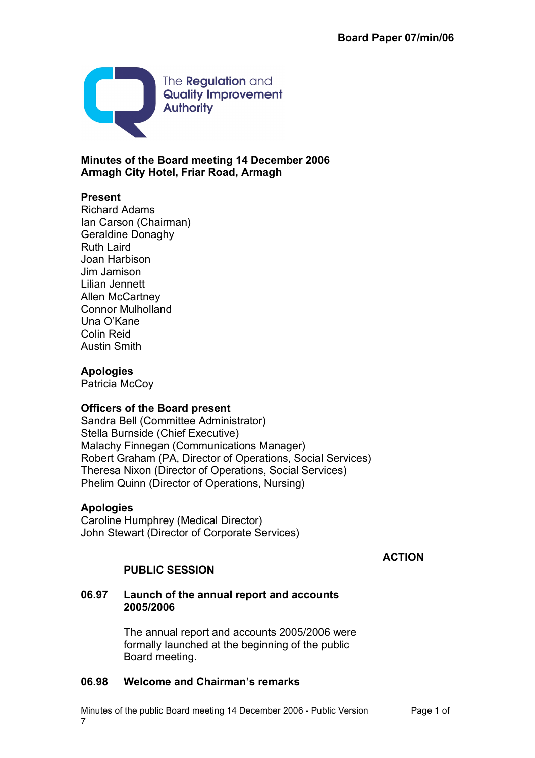**Board Paper 07/min/06**

The Regulation and Quality Improvement Authority

**Minutes of the Board meeting 14 December 2006**
**Armagh City Hotel, Friar Road, Armagh**

**Present**
Richard Adams
Ian Carson (Chairman)
Geraldine Donaghy
Ruth Laird
Joan Harbison
Jim Jamison
Lilian Jennett
Allen McCartney
Connor Mulholland
Una O'Kane
Colin Reid
Austin Smith

**Apologies**
Patricia McCoy

**Officers of the Board present**
Sandra Bell (Committee Administrator)
Stella Burnside (Chief Executive)
Malachy Finnegan (Communications Manager)
Robert Graham (PA, Director of Operations, Social Services)
Theresa Nixon (Director of Operations, Social Services)
Phelim Quinn (Director of Operations, Nursing)

**Apologies**
Caroline Humphrey (Medical Director)
John Stewart (Director of Corporate Services)

**ACTION**

**PUBLIC SESSION**

**06.97 Launch of the annual report and accounts 2005/2006**

The annual report and accounts 2005/2006 were formally launched at the beginning of the public Board meeting.

**06.98 Welcome and Chairman's remarks**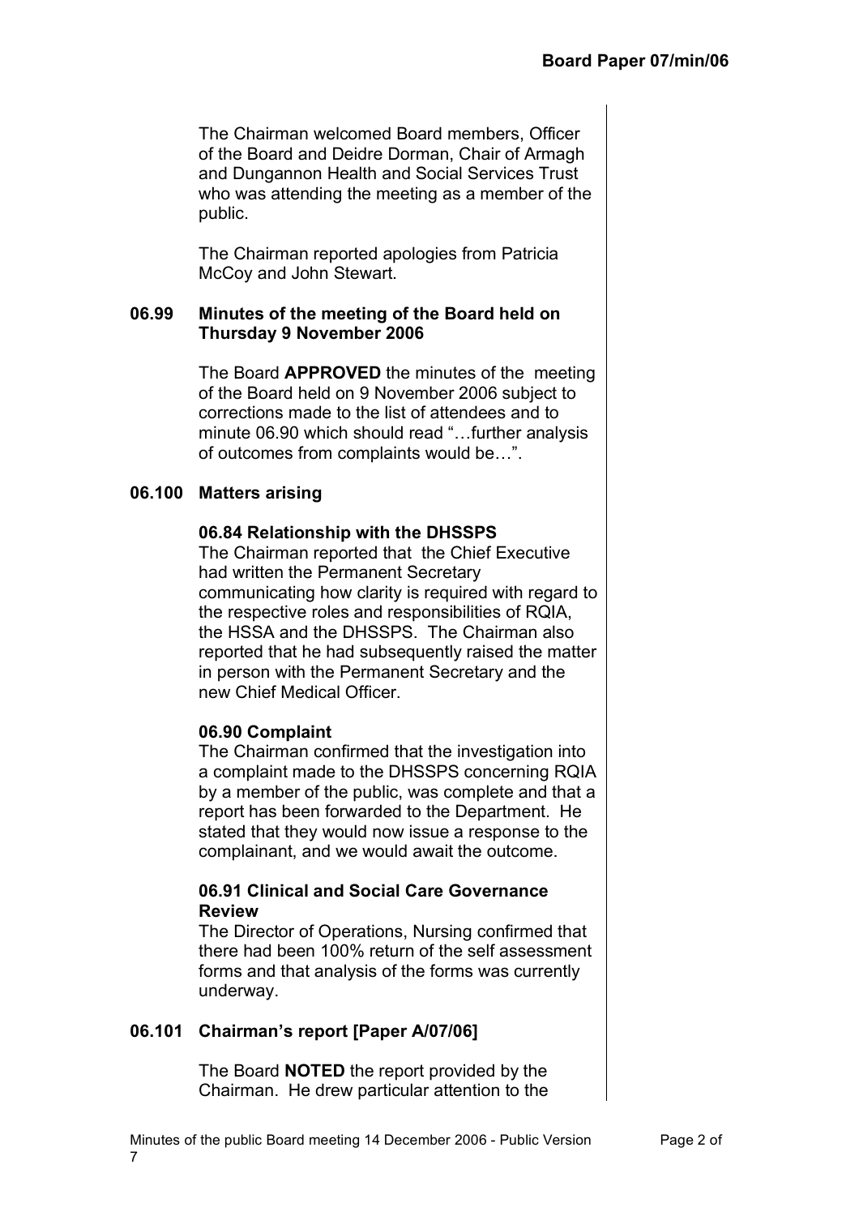The Chairman welcomed Board members, Officer of the Board and Deidre Dorman, Chair of Armagh and Dungannon Health and Social Services Trust who was attending the meeting as a member of the public.

The Chairman reported apologies from Patricia McCoy and John Stewart.

**06.99 Minutes of the meeting of the Board held on Thursday 9 November 2006**

The Board **APPROVED** the minutes of the meeting of the Board held on 9 November 2006 subject to corrections made to the list of attendees and to minute 06.90 which should read "…further analysis of outcomes from complaints would be…".

**06.100 Matters arising**

**06.84 Relationship with the DHSSPS**
The Chairman reported that the Chief Executive had written the Permanent Secretary communicating how clarity is required with regard to the respective roles and responsibilities of RQIA, the HSSA and the DHSSPS. The Chairman also reported that he had subsequently raised the matter in person with the Permanent Secretary and the new Chief Medical Officer.

**06.90 Complaint**
The Chairman confirmed that the investigation into a complaint made to the DHSSPS concerning RQIA by a member of the public, was complete and that a report has been forwarded to the Department. He stated that they would now issue a response to the complainant, and we would await the outcome.

**06.91 Clinical and Social Care Governance Review**
The Director of Operations, Nursing confirmed that there had been 100% return of the self assessment forms and that analysis of the forms was currently underway.

**06.101 Chairman's report [Paper A/07/06]**

The Board **NOTED** the report provided by the Chairman. He drew particular attention to the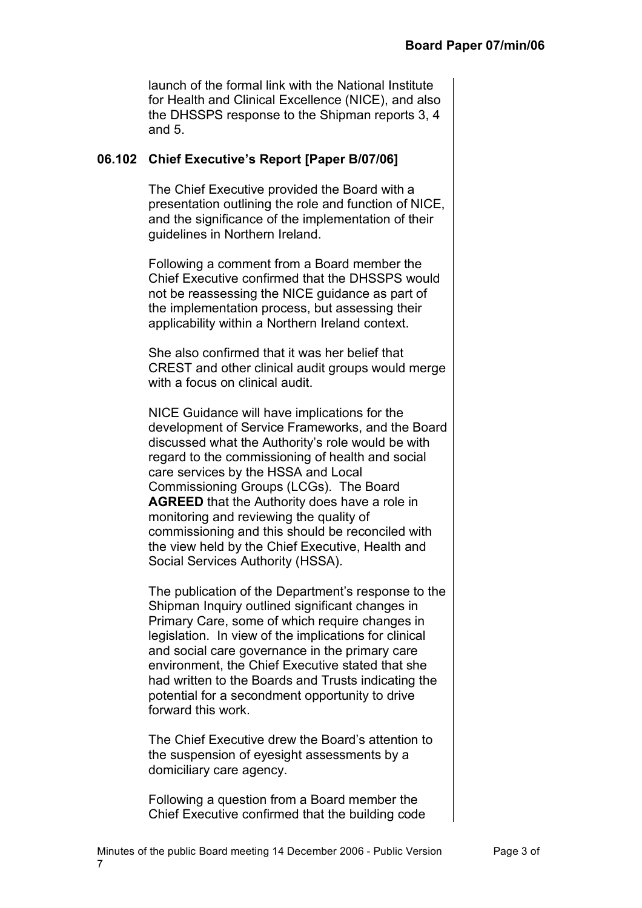launch of the formal link with the National Institute for Health and Clinical Excellence (NICE), and also the DHSSPS response to the Shipman reports 3, 4 and 5.

**06.102 Chief Executive's Report [Paper B/07/06]**

The Chief Executive provided the Board with a presentation outlining the role and function of NICE, and the significance of the implementation of their guidelines in Northern Ireland.

Following a comment from a Board member the Chief Executive confirmed that the DHSSPS would not be reassessing the NICE guidance as part of the implementation process, but assessing their applicability within a Northern Ireland context.

She also confirmed that it was her belief that CREST and other clinical audit groups would merge with a focus on clinical audit.

NICE Guidance will have implications for the development of Service Frameworks, and the Board discussed what the Authority's role would be with regard to the commissioning of health and social care services by the HSSA and Local Commissioning Groups (LCGs). The Board **AGREED** that the Authority does have a role in monitoring and reviewing the quality of commissioning and this should be reconciled with the view held by the Chief Executive, Health and Social Services Authority (HSSA).

The publication of the Department's response to the Shipman Inquiry outlined significant changes in Primary Care, some of which require changes in legislation. In view of the implications for clinical and social care governance in the primary care environment, the Chief Executive stated that she had written to the Boards and Trusts indicating the potential for a secondment opportunity to drive forward this work.

The Chief Executive drew the Board's attention to the suspension of eyesight assessments by a domiciliary care agency.

Following a question from a Board member the Chief Executive confirmed that the building code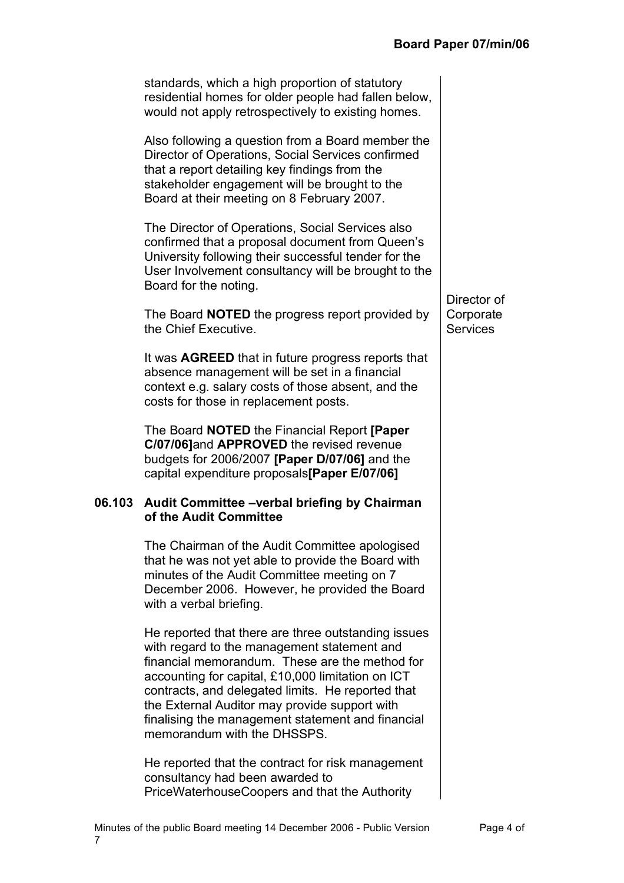standards, which a high proportion of statutory residential homes for older people had fallen below, would not apply retrospectively to existing homes.

Also following a question from a Board member the Director of Operations, Social Services confirmed that a report detailing key findings from the stakeholder engagement will be brought to the Board at their meeting on 8 February 2007.

The Director of Operations, Social Services also confirmed that a proposal document from Queen's University following their successful tender for the User Involvement consultancy will be brought to the Board for the noting.

The Board **NOTED** the progress report provided by the Chief Executive. — *Director of Corporate Services*

It was **AGREED** that in future progress reports that absence management will be set in a financial context e.g. salary costs of those absent, and the costs for those in replacement posts.

The Board **NOTED** the Financial Report **[Paper C/07/06]** and **APPROVED** the revised revenue budgets for 2006/2007 **[Paper D/07/06]** and the capital expenditure proposals **[Paper E/07/06]**

## 06.103 Audit Committee –verbal briefing by Chairman of the Audit Committee

The Chairman of the Audit Committee apologised that he was not yet able to provide the Board with minutes of the Audit Committee meeting on 7 December 2006. However, he provided the Board with a verbal briefing.

He reported that there are three outstanding issues with regard to the management statement and financial memorandum. These are the method for accounting for capital, £10,000 limitation on ICT contracts, and delegated limits. He reported that the External Auditor may provide support with finalising the management statement and financial memorandum with the DHSSPS.

He reported that the contract for risk management consultancy had been awarded to PriceWaterhouseCoopers and that the Authority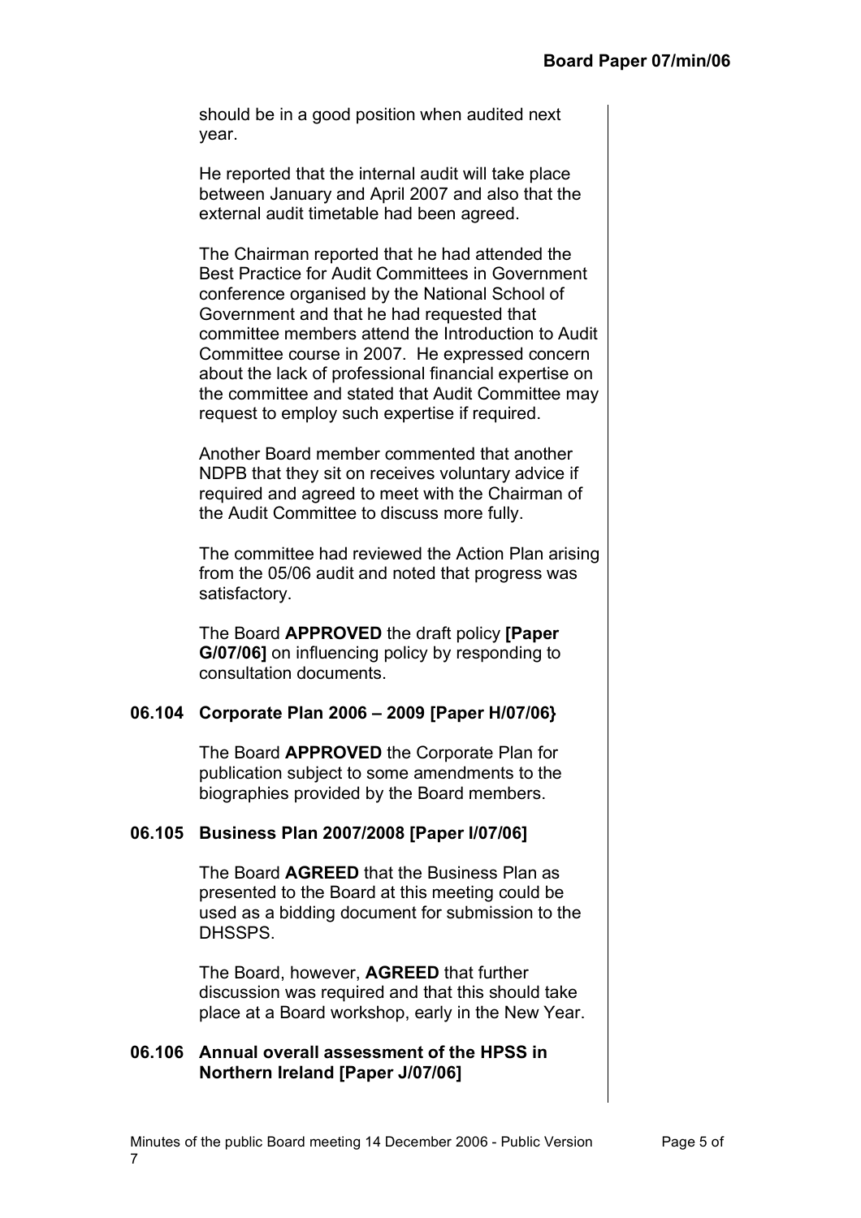should be in a good position when audited next year.

He reported that the internal audit will take place between January and April 2007 and also that the external audit timetable had been agreed.

The Chairman reported that he had attended the Best Practice for Audit Committees in Government conference organised by the National School of Government and that he had requested that committee members attend the Introduction to Audit Committee course in 2007. He expressed concern about the lack of professional financial expertise on the committee and stated that Audit Committee may request to employ such expertise if required.

Another Board member commented that another NDPB that they sit on receives voluntary advice if required and agreed to meet with the Chairman of the Audit Committee to discuss more fully.

The committee had reviewed the Action Plan arising from the 05/06 audit and noted that progress was satisfactory.

The Board **APPROVED** the draft policy **[Paper G/07/06]** on influencing policy by responding to consultation documents.

### 06.104 Corporate Plan 2006 – 2009 [Paper H/07/06}

The Board **APPROVED** the Corporate Plan for publication subject to some amendments to the biographies provided by the Board members.

### 06.105 Business Plan 2007/2008 [Paper I/07/06]

The Board **AGREED** that the Business Plan as presented to the Board at this meeting could be used as a bidding document for submission to the DHSSPS.

The Board, however, **AGREED** that further discussion was required and that this should take place at a Board workshop, early in the New Year.

### 06.106 Annual overall assessment of the HPSS in Northern Ireland [Paper J/07/06]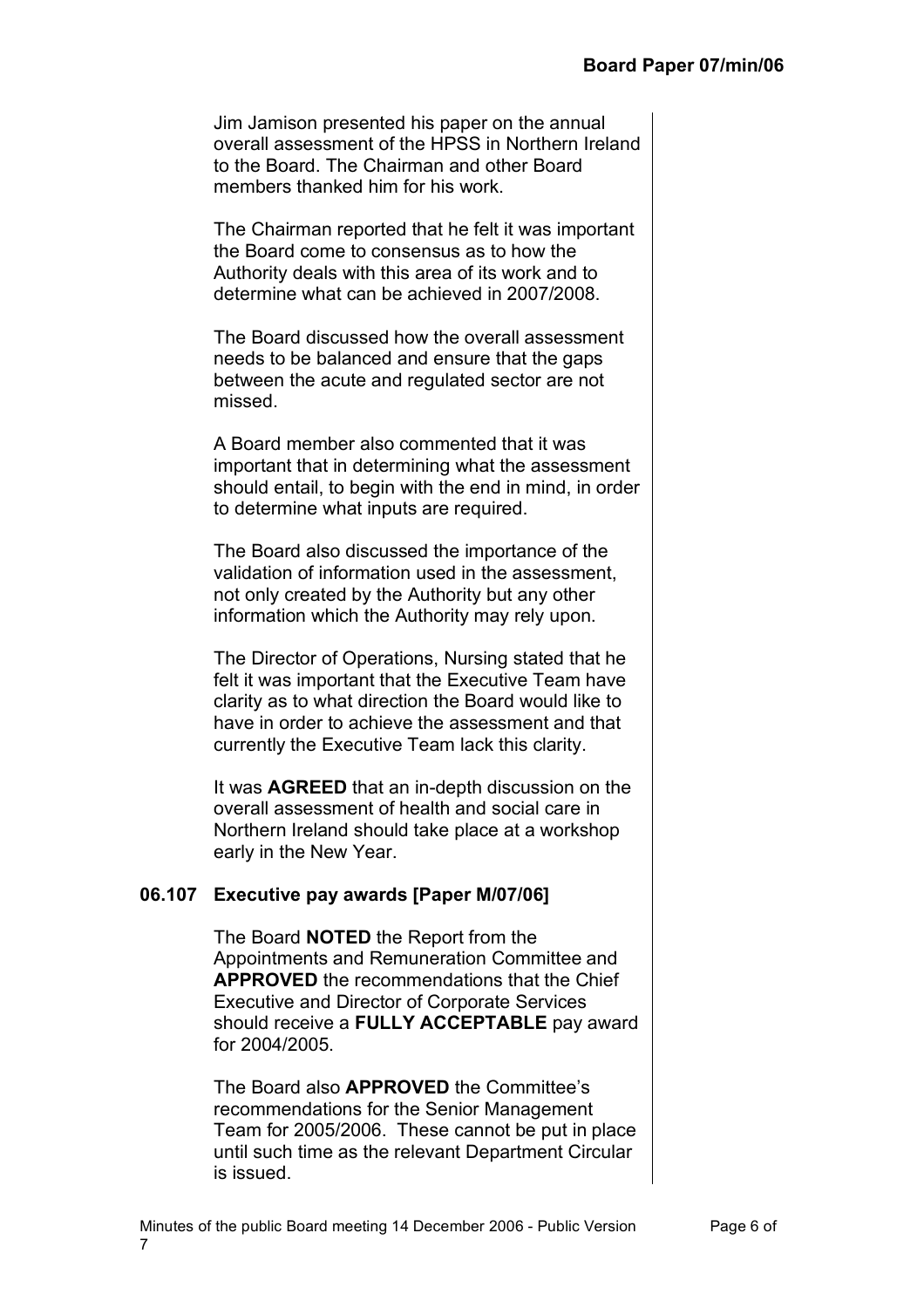Jim Jamison presented his paper on the annual overall assessment of the HPSS in Northern Ireland to the Board. The Chairman and other Board members thanked him for his work.

The Chairman reported that he felt it was important the Board come to consensus as to how the Authority deals with this area of its work and to determine what can be achieved in 2007/2008.

The Board discussed how the overall assessment needs to be balanced and ensure that the gaps between the acute and regulated sector are not missed.

A Board member also commented that it was important that in determining what the assessment should entail, to begin with the end in mind, in order to determine what inputs are required.

The Board also discussed the importance of the validation of information used in the assessment, not only created by the Authority but any other information which the Authority may rely upon.

The Director of Operations, Nursing stated that he felt it was important that the Executive Team have clarity as to what direction the Board would like to have in order to achieve the assessment and that currently the Executive Team lack this clarity.

It was **AGREED** that an in-depth discussion on the overall assessment of health and social care in Northern Ireland should take place at a workshop early in the New Year.

### 06.107 Executive pay awards [Paper M/07/06]

The Board **NOTED** the Report from the Appointments and Remuneration Committee and **APPROVED** the recommendations that the Chief Executive and Director of Corporate Services should receive a **FULLY ACCEPTABLE** pay award for 2004/2005.

The Board also **APPROVED** the Committee's recommendations for the Senior Management Team for 2005/2006. These cannot be put in place until such time as the relevant Department Circular is issued.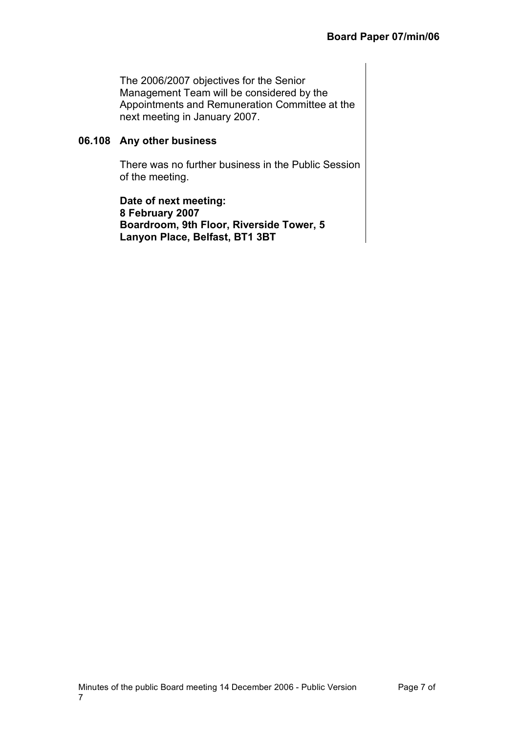The 2006/2007 objectives for the Senior Management Team will be considered by the Appointments and Remuneration Committee at the next meeting in January 2007.

### 06.108 Any other business

There was no further business in the Public Session of the meeting.

**Date of next meeting:**
**8 February 2007**
**Boardroom, 9th Floor, Riverside Tower, 5 Lanyon Place, Belfast, BT1 3BT**